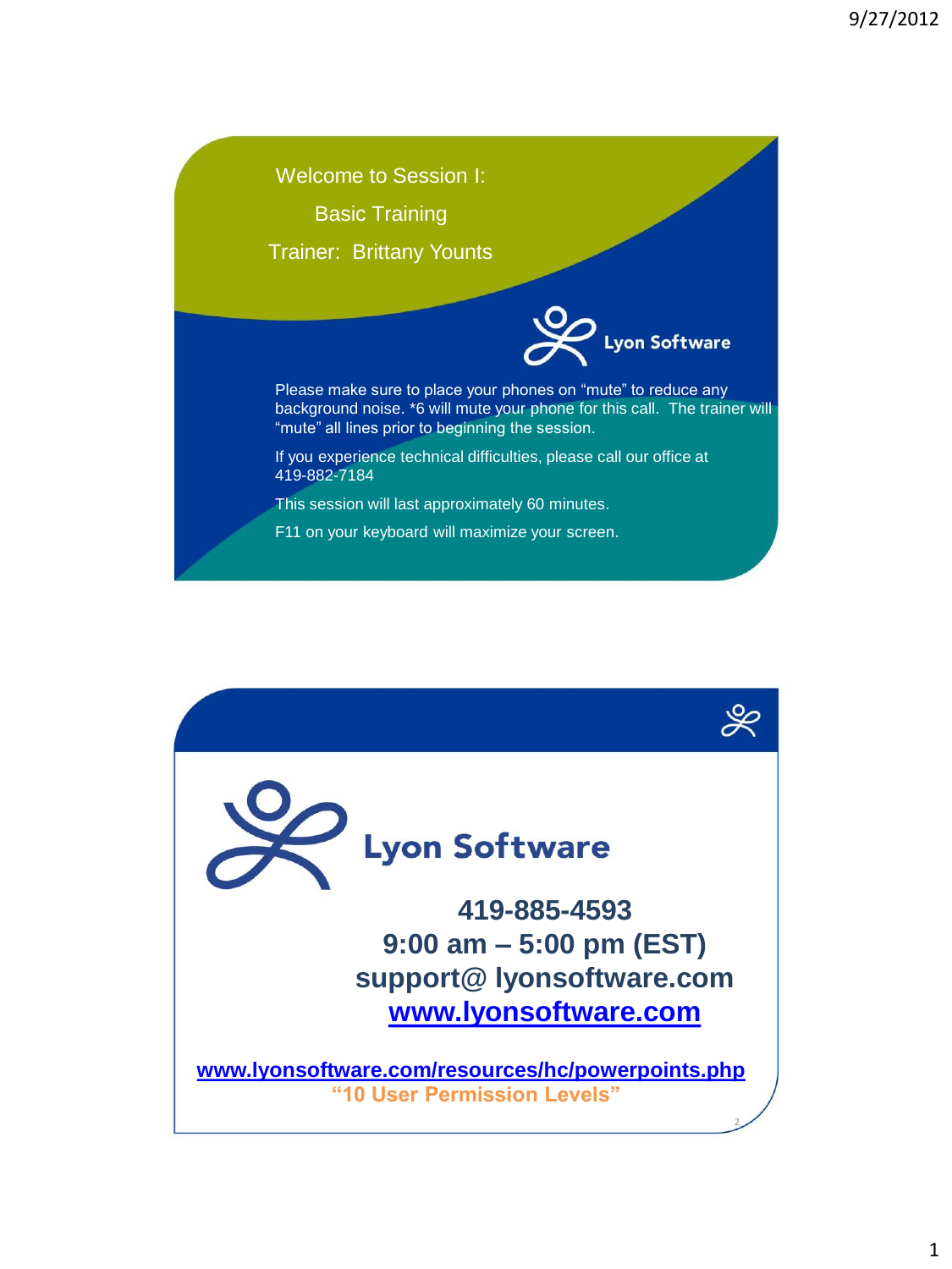# Welcome to Session I:

## Basic Training

Trainer: Brittany Younts

Lyon Software

Please make sure to place your phones on "mute" to reduce any background noise. *6 will mute your phone for this call. The trainer will "mute" all lines prior to beginning the session.

If you experience technical difficulties, please call our office at 419-882-7184

This session will last approximately 60 minutes.

F11 on your keyboard will maximize your screen.

---

Lyon Software

**419-885-4593**
**9:00 am – 5:00 pm (EST)**
**support@ lyonsoftware.com**
**www.lyonsoftware.com**

**www.lyonsoftware.com/resources/hc/powerpoints.php**
**"10 User Permission Levels"**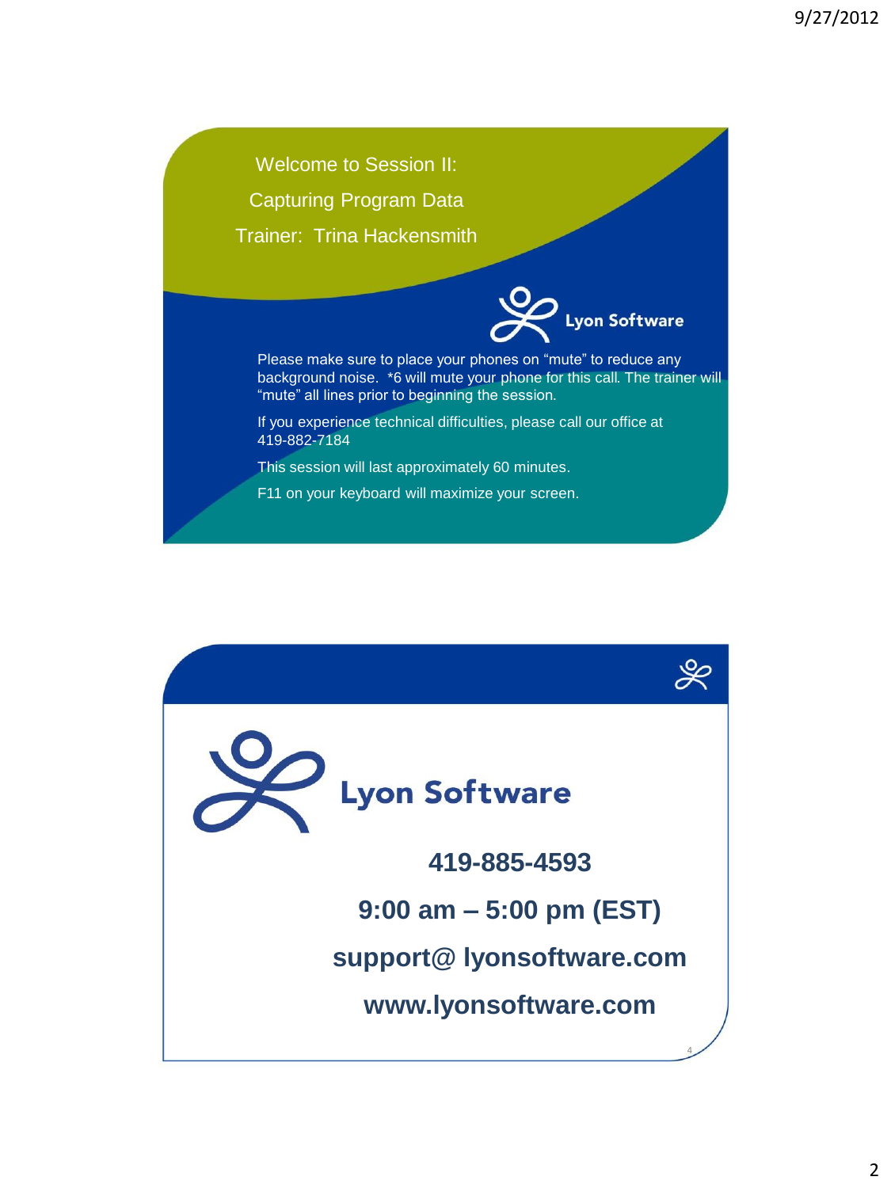Welcome to Session II:

Capturing Program Data

Trainer: Trina Hackensmith

Lyon Software

Please make sure to place your phones on "mute" to reduce any background noise. *6 will mute your phone for this call. The trainer will "mute" all lines prior to beginning the session.

If you experience technical difficulties, please call our office at 419-882-7184

This session will last approximately 60 minutes.

F11 on your keyboard will maximize your screen.

---

Lyon Software

**419-885-4593**

**9:00 am – 5:00 pm (EST)**

**support@ lyonsoftware.com**

**www.lyonsoftware.com**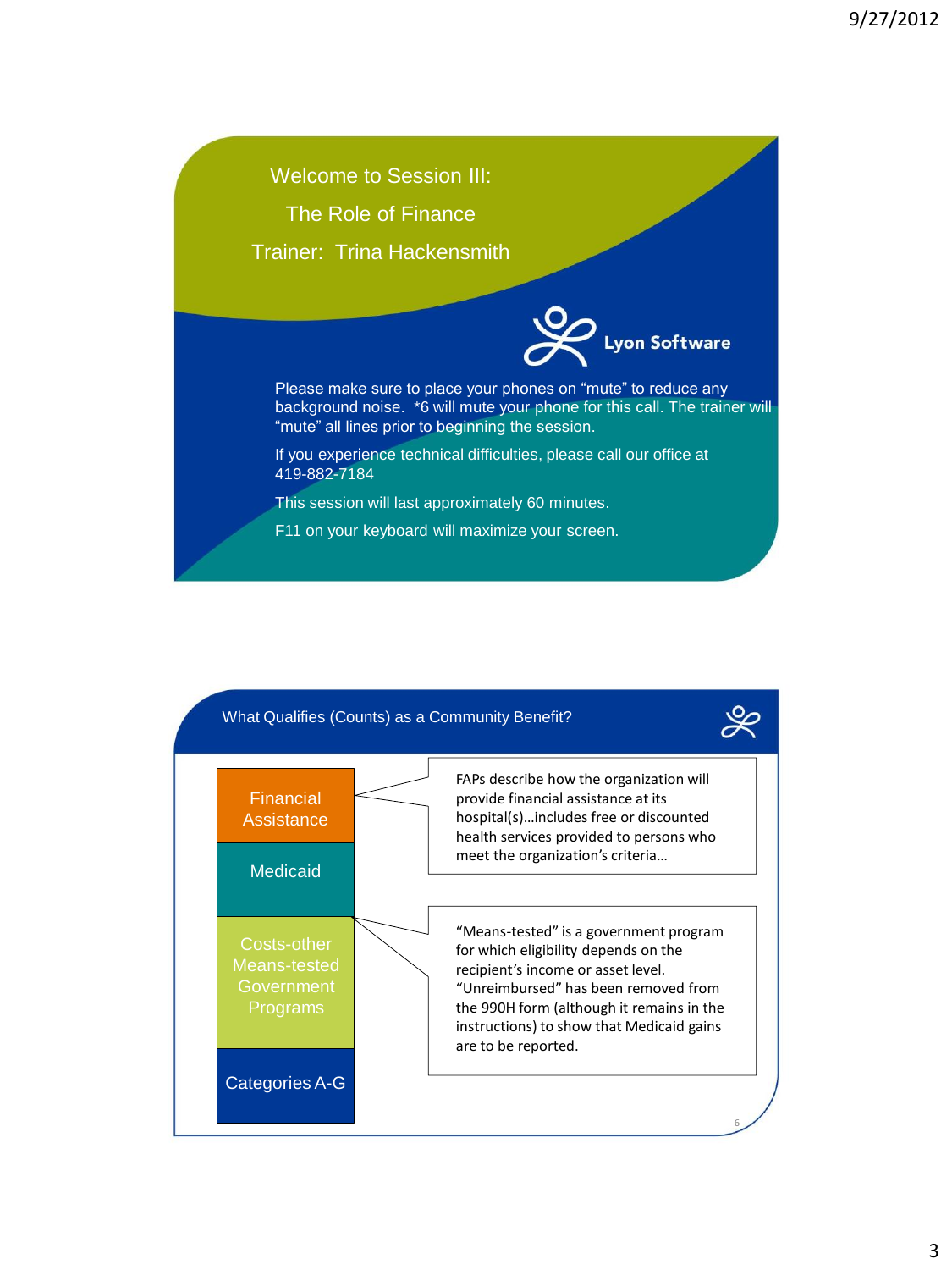## Welcome to Session III:

## The Role of Finance

## Trainer: Trina Hackensmith

Lyon Software

Please make sure to place your phones on "mute" to reduce any background noise. *6 will mute your phone for this call. The trainer will "mute" all lines prior to beginning the session.

If you experience technical difficulties, please call our office at 419-882-7184

This session will last approximately 60 minutes.

F11 on your keyboard will maximize your screen.

## What Qualifies (Counts) as a Community Benefit?

- Financial Assistance
- Medicaid
- Costs-other Means-tested Government Programs
- Categories A-G

FAPs describe how the organization will provide financial assistance at its hospital(s)…includes free or discounted health services provided to persons who meet the organization's criteria…

"Means-tested" is a government program for which eligibility depends on the recipient's income or asset level. "Unreimbursed" has been removed from the 990H form (although it remains in the instructions) to show that Medicaid gains are to be reported.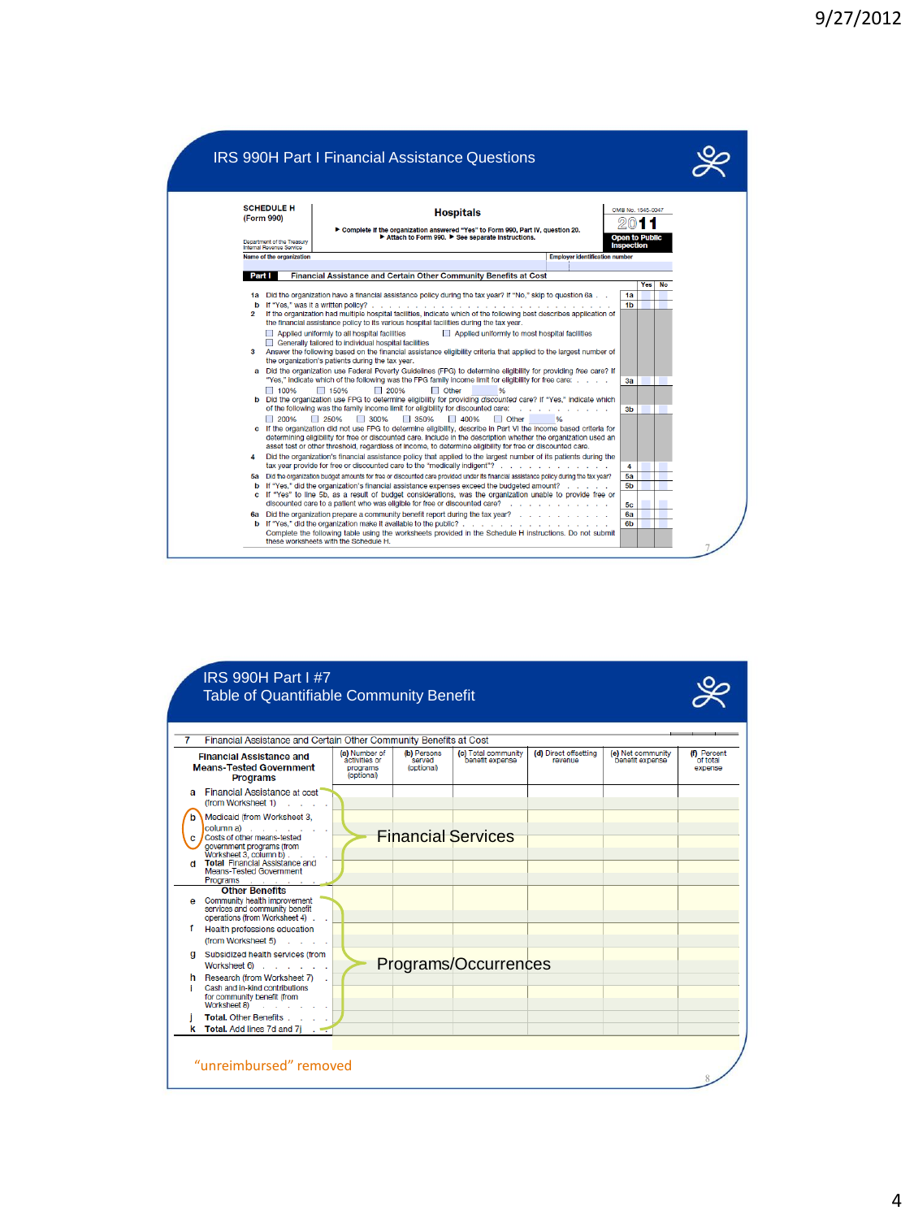## IRS 990H Part I Financial Assistance Questions

**SCHEDULE H (Form 990)** — **Hospitals**

▶ Complete if the organization answered "Yes" to Form 990, Part IV, question 20.
▶ Attach to Form 990. ▶ See separate instructions.

Department of the Treasury
Internal Revenue Service

OMB No. 1545-0047
**2011**
**Open to Public Inspection**

Name of the organization | Employer identification number

**Part I** Financial Assistance and Certain Other Community Benefits at Cost

| | | | Yes | No |
|---|---|---|---|---|
| 1a | Did the organization have a financial assistance policy during the tax year? If "No," skip to question 6a | 1a | | |
| b | If "Yes," was it a written policy? | 1b | | |
| 2 | If the organization had multiple hospital facilities, indicate which of the following best describes application of the financial assistance policy to its various hospital facilities during the tax year.<br>☐ Applied uniformly to all hospital facilities ☐ Applied uniformly to most hospital facilities<br>☐ Generally tailored to individual hospital facilities | | | |
| 3 | Answer the following based on the financial assistance eligibility criteria that applied to the largest number of the organization's patients during the tax year. | | | |
| a | Did the organization use Federal Poverty Guidelines (FPG) to determine eligibility for providing free care? If "Yes," indicate which of the following was the FPG family income limit for eligibility for free care:<br>☐ 100% ☐ 150% ☐ 200% ☐ Other ____ % | 3a | | |
| b | Did the organization use FPG to determine eligibility for providing discounted care? If "Yes," indicate which of the following was the family income limit for eligibility for discounted care:<br>☐ 200% ☐ 250% ☐ 300% ☐ 350% ☐ 400% ☐ Other ____ % | 3b | | |
| c | If the organization did not use FPG to determine eligibility, describe in Part VI the income based criteria for determining eligibility for free or discounted care. Include in the description whether the organization used an asset test or other threshold, regardless of income, to determine eligibility for free or discounted care. | | | |
| 4 | Did the organization's financial assistance policy that applied to the largest number of its patients during the tax year provide for free or discounted care to the "medically indigent"? | 4 | | |
| 5a | Did the organization budget amounts for free or discounted care provided under its financial assistance policy during the tax year? | 5a | | |
| b | If "Yes," did the organization's financial assistance expenses exceed the budgeted amount? | 5b | | |
| c | If "Yes" to line 5b, as a result of budget considerations, was the organization unable to provide free or discounted care to a patient who was eligible for free or discounted care? | 5c | | |
| 6a | Did the organization prepare a community benefit report during the tax year? | 6a | | |
| b | If "Yes," did the organization make it available to the public? | 6b | | |

Complete the following table using the worksheets provided in the Schedule H instructions. Do not submit these worksheets with the Schedule H.

## IRS 990H Part I #7
## Table of Quantifiable Community Benefit

**7** Financial Assistance and Certain Other Community Benefits at Cost

| Financial Assistance and Means-Tested Government Programs | (a) Number of activities or programs (optional) | (b) Persons served (optional) | (c) Total community benefit expense | (d) Direct offsetting revenue | (e) Net community benefit expense | (f) Percent of total expense |
|---|---|---|---|---|---|---|
| a Financial Assistance at cost (from Worksheet 1) | | | | | | |
| b Medicaid (from Worksheet 3, column a) | | | | | | |
| c Costs of other means-tested government programs (from Worksheet 3, column b) | | | | | | |
| d Total Financial Assistance and Means-Tested Government Programs | | | | | | |
| **Other Benefits** | | | | | | |
| e Community health improvement services and community benefit operations (from Worksheet 4) | | | | | | |
| f Health professions education (from Worksheet 5) | | | | | | |
| g Subsidized health services (from Worksheet 6) | | | | | | |
| h Research (from Worksheet 7) | | | | | | |
| i Cash and in-kind contributions for community benefit (from Worksheet 8) | | | | | | |
| j Total. Other Benefits | | | | | | |
| k Total. Add lines 7d and 7j | | | | | | |

Financial Services (lines a–d)

Programs/Occurrences (lines e–k)

"unreimbursed" removed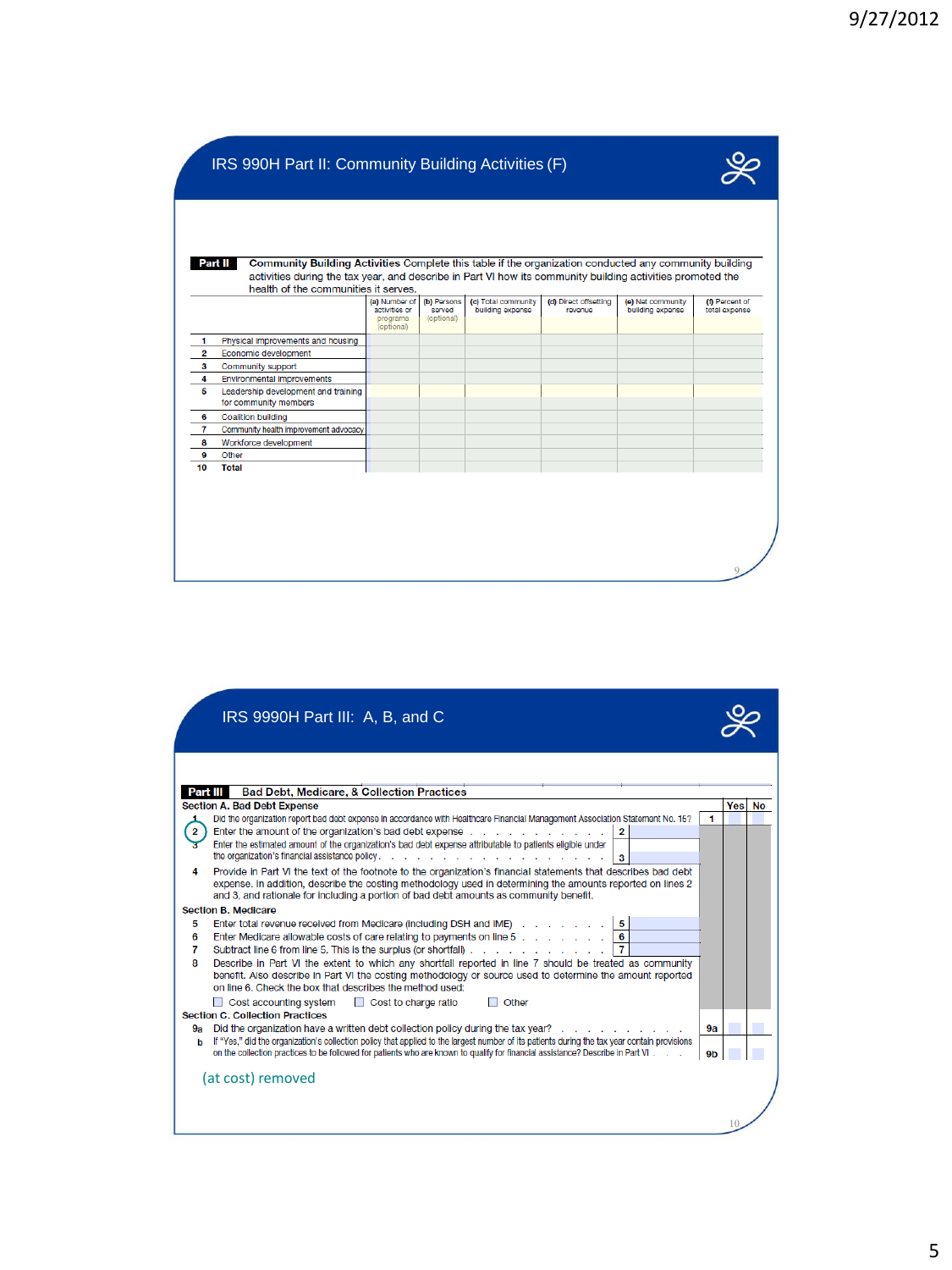## IRS 990H Part II: Community Building Activities (F)

**Part II** **Community Building Activities** Complete this table if the organization conducted any community building activities during the tax year, and describe in Part VI how its community building activities promoted the health of the communities it serves.

| | | (a) Number of activities or programs (optional) | (b) Persons served (optional) | (c) Total community building expense | (d) Direct offsetting revenue | (e) Net community building expense | (f) Percent of total expense |
|---|---|---|---|---|---|---|---|
| 1 | Physical improvements and housing | | | | | | |
| 2 | Economic development | | | | | | |
| 3 | Community support | | | | | | |
| 4 | Environmental improvements | | | | | | |
| 5 | Leadership development and training for community members | | | | | | |
| 6 | Coalition building | | | | | | |
| 7 | Community health improvement advocacy | | | | | | |
| 8 | Workforce development | | | | | | |
| 9 | Other | | | | | | |
| 10 | **Total** | | | | | | |

## IRS 9990H Part III: A, B, and C

**Part III** **Bad Debt, Medicare, & Collection Practices**

**Section A. Bad Debt Expense**

| | | | | Yes | No |
|---|---|---|---|---|---|
| 1 | Did the organization report bad debt expense in accordance with Healthcare Financial Management Association Statement No. 15? | | 1 | | |
| 2 | Enter the amount of the organization's bad debt expense | 2 | | | |
| 3 | Enter the estimated amount of the organization's bad debt expense attributable to patients eligible under the organization's financial assistance policy | 3 | | | |
| 4 | Provide in Part VI the text of the footnote to the organization's financial statements that describes bad debt expense. In addition, describe the costing methodology used in determining the amounts reported on lines 2 and 3, and rationale for including a portion of bad debt amounts as community benefit. | | | | |

**Section B. Medicare**

| | | | | Yes | No |
|---|---|---|---|---|---|
| 5 | Enter total revenue received from Medicare (including DSH and IME) | 5 | | | |
| 6 | Enter Medicare allowable costs of care relating to payments on line 5 | 6 | | | |
| 7 | Subtract line 6 from line 5. This is the surplus (or shortfall) | 7 | | | |
| 8 | Describe in Part VI the extent to which any shortfall reported in line 7 should be treated as community benefit. Also describe in Part VI the costing methodology or source used to determine the amount reported on line 6. Check the box that describes the method used: ☐ Cost accounting system ☐ Cost to charge ratio ☐ Other | | | | |

**Section C. Collection Practices**

| | | | Yes | No |
|---|---|---|---|---|
| 9a | Did the organization have a written debt collection policy during the tax year? | 9a | | |
| b | If "Yes," did the organization's collection policy that applied to the largest number of its patients during the tax year contain provisions on the collection practices to be followed for patients who are known to qualify for financial assistance? Describe in Part VI | 9b | | |

(at cost) removed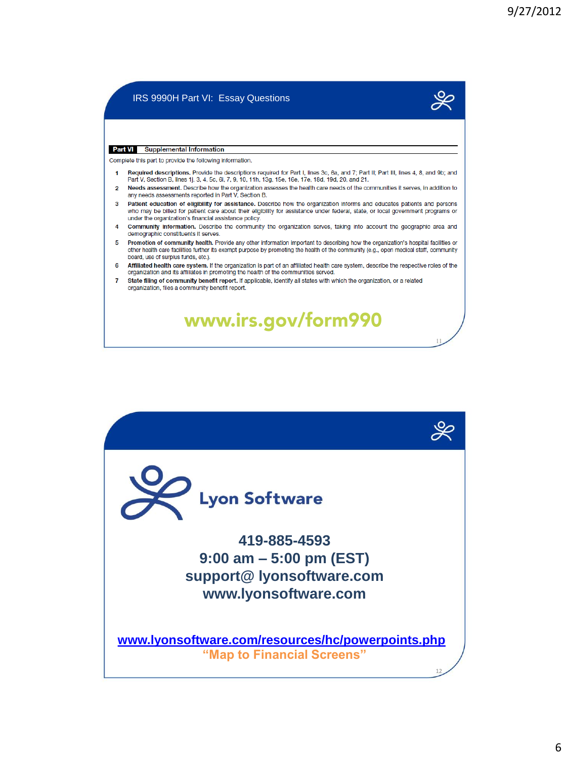## IRS 9990H Part VI: Essay Questions

**Part VI** **Supplemental Information**

Complete this part to provide the following information.

1. **Required descriptions.** Provide the descriptions required for Part I, lines 3c, 6a, and 7; Part II; Part III, lines 4, 8, and 9b; and Part V, Section B, lines 1j, 3, 4, 5c, 6i, 7, 9, 10, 11h, 13g, 15e, 16e, 17e, 18d, 19d, 20, and 21.
2. **Needs assessment.** Describe how the organization assesses the health care needs of the communities it serves, in addition to any needs assessments reported in Part V, Section B.
3. **Patient education of eligibility for assistance.** Describe how the organization informs and educates patients and persons who may be billed for patient care about their eligibility for assistance under federal, state, or local government programs or under the organization's financial assistance policy.
4. **Community information.** Describe the community the organization serves, taking into account the geographic area and demographic constituents it serves.
5. **Promotion of community health.** Provide any other information important to describing how the organization's hospital facilities or other health care facilities further its exempt purpose by promoting the health of the community (e.g., open medical staff, community board, use of surplus funds, etc.).
6. **Affiliated health care system.** If the organization is part of an affiliated health care system, describe the respective roles of the organization and its affiliates in promoting the health of the communities served.
7. **State filing of community benefit report.** If applicable, identify all states with which the organization, or a related organization, files a community benefit report.

www.irs.gov/form990

---

**Lyon Software**

**419-885-4593**
**9:00 am – 5:00 pm (EST)**
**support@ lyonsoftware.com**
**www.lyonsoftware.com**

**www.lyonsoftware.com/resources/hc/powerpoints.php**
**"Map to Financial Screens"**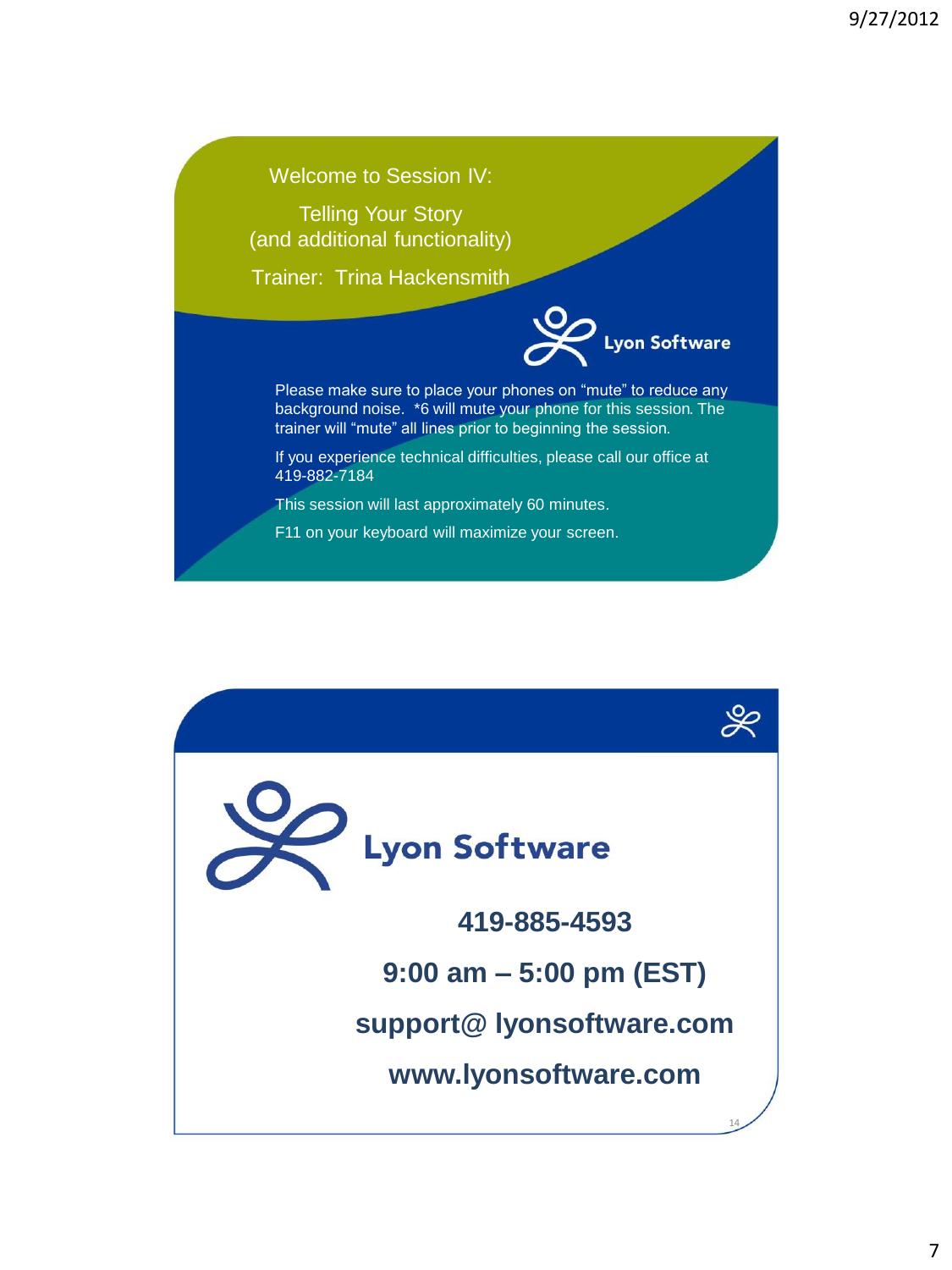Welcome to Session IV:

Telling Your Story
(and additional functionality)

Trainer: Trina Hackensmith

Lyon Software

Please make sure to place your phones on "mute" to reduce any background noise. *6 will mute your phone for this session. The trainer will "mute" all lines prior to beginning the session.

If you experience technical difficulties, please call our office at 419-882-7184

This session will last approximately 60 minutes.

F11 on your keyboard will maximize your screen.

---

Lyon Software

**419-885-4593**

**9:00 am – 5:00 pm (EST)**

**support@ lyonsoftware.com**

**www.lyonsoftware.com**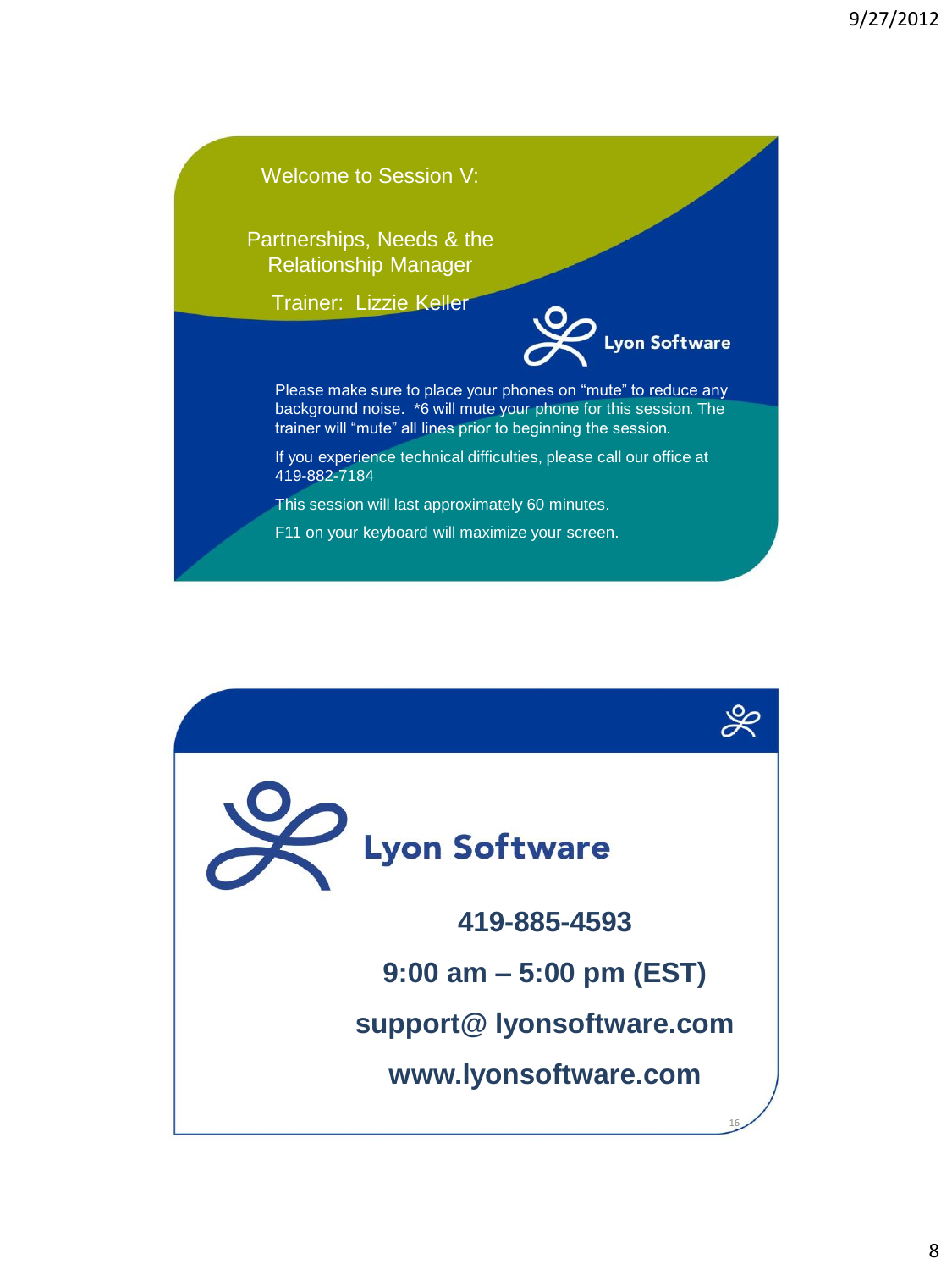## Welcome to Session V:

### Partnerships, Needs & the Relationship Manager

Trainer: Lizzie Keller

Lyon Software

Please make sure to place your phones on "mute" to reduce any background noise. *6 will mute your phone for this session. The trainer will "mute" all lines prior to beginning the session.

If you experience technical difficulties, please call our office at 419-882-7184

This session will last approximately 60 minutes.

F11 on your keyboard will maximize your screen.

---

Lyon Software

**419-885-4593**

**9:00 am – 5:00 pm (EST)**

**support@ lyonsoftware.com**

**www.lyonsoftware.com**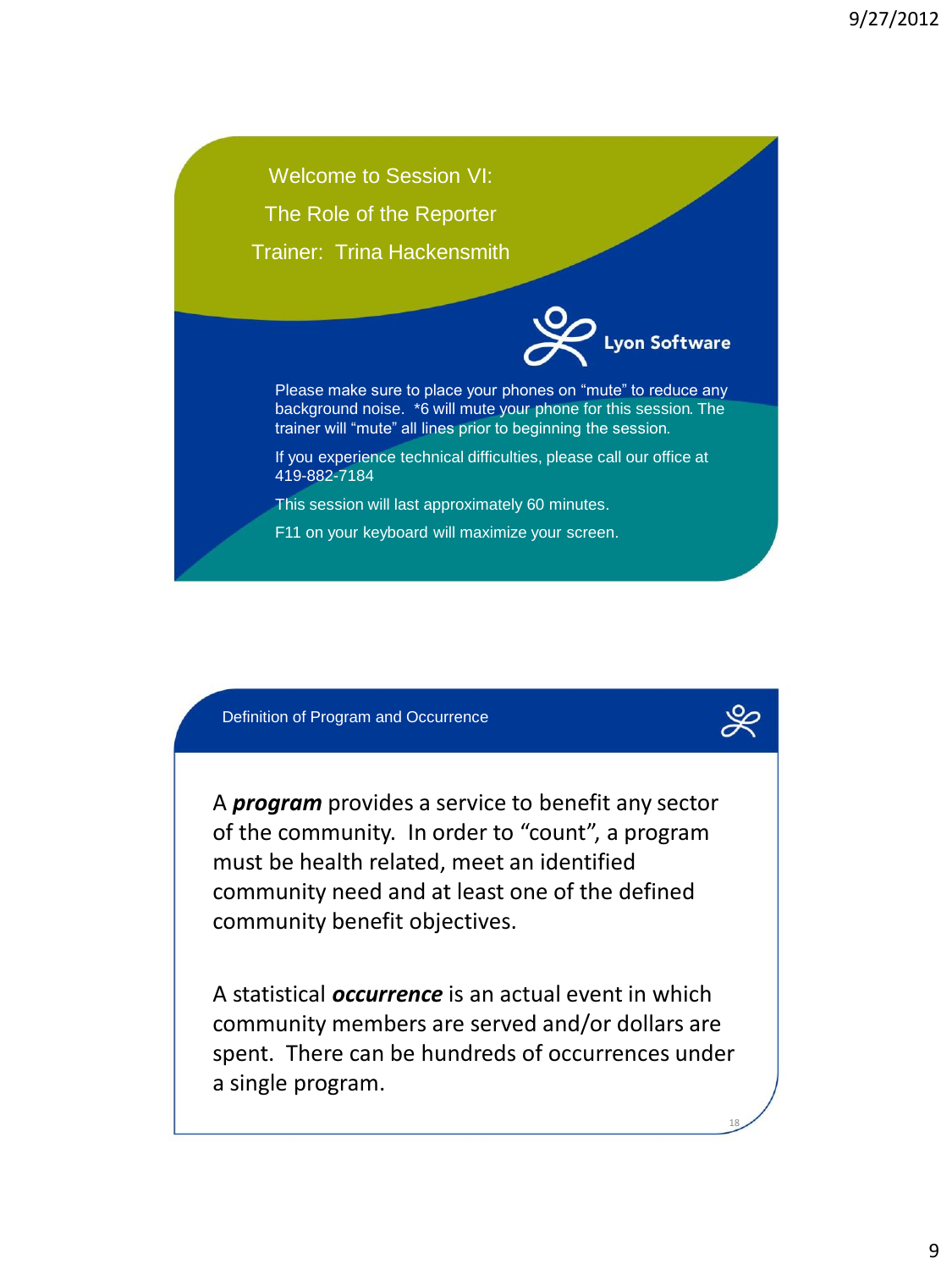Welcome to Session VI:

The Role of the Reporter

Trainer: Trina Hackensmith

Lyon Software

Please make sure to place your phones on "mute" to reduce any background noise. *6 will mute your phone for this session. The trainer will "mute" all lines prior to beginning the session.

If you experience technical difficulties, please call our office at 419-882-7184

This session will last approximately 60 minutes.

F11 on your keyboard will maximize your screen.

## Definition of Program and Occurrence

A ***program*** provides a service to benefit any sector of the community. In order to "count", a program must be health related, meet an identified community need and at least one of the defined community benefit objectives.

A statistical ***occurrence*** is an actual event in which community members are served and/or dollars are spent. There can be hundreds of occurrences under a single program.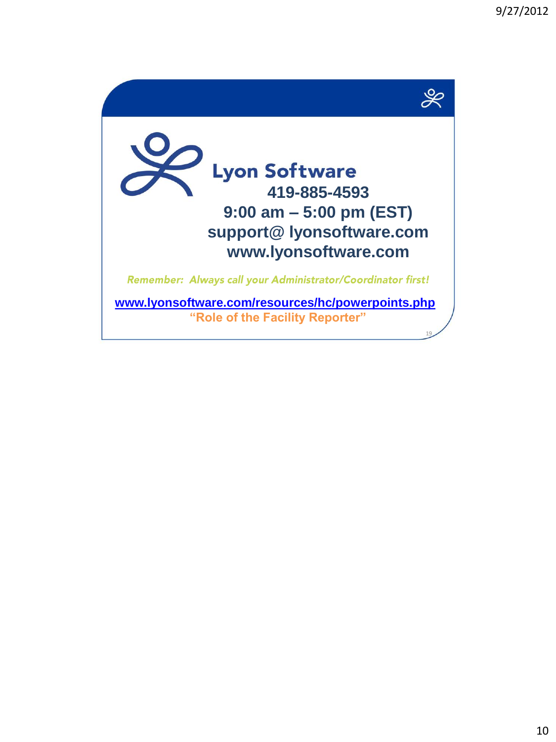# Lyon Software

**419-885-4593**

**9:00 am – 5:00 pm (EST)**

**support@ lyonsoftware.com**

**www.lyonsoftware.com**

*Remember: Always call your Administrator/Coordinator first!*

**www.lyonsoftware.com/resources/hc/powerpoints.php**

**"Role of the Facility Reporter"**